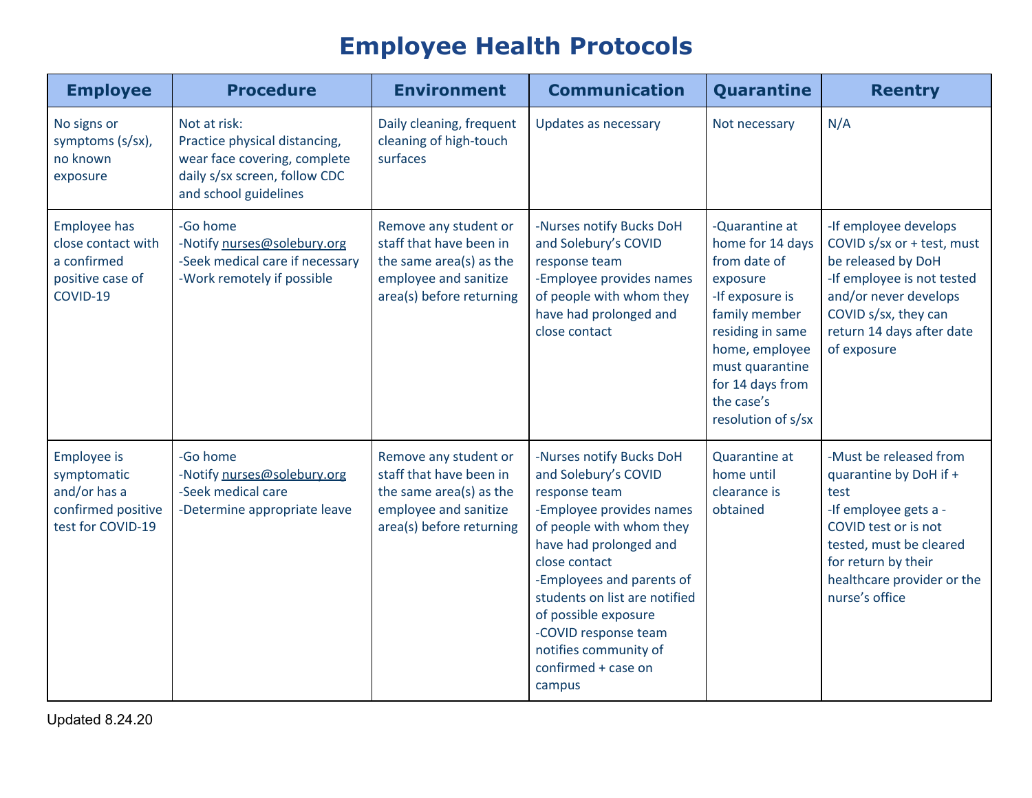# Employee Health Protocols

| Employee | Procedure | Environment | Communication | Quarantine | Reentry |
|---|---|---|---|---|---|
| No signs or symptoms (s/sx), no known exposure | Not at risk:<br>Practice physical distancing, wear face covering, complete daily s/sx screen, follow CDC and school guidelines | Daily cleaning, frequent cleaning of high-touch surfaces | Updates as necessary | Not necessary | N/A |
| Employee has close contact with a confirmed positive case of COVID-19 | -Go home<br>-Notify nurses@solebury.org<br>-Seek medical care if necessary<br>-Work remotely if possible | Remove any student or staff that have been in the same area(s) as the employee and sanitize area(s) before returning | -Nurses notify Bucks DoH and Solebury's COVID response team<br>-Employee provides names of people with whom they have had prolonged and close contact | -Quarantine at home for 14 days from date of exposure<br>-If exposure is family member residing in same home, employee must quarantine for 14 days from the case's resolution of s/sx | -If employee develops COVID s/sx or + test, must be released by DoH<br>-If employee is not tested and/or never develops COVID s/sx, they can return 14 days after date of exposure |
| Employee is symptomatic and/or has a confirmed positive test for COVID-19 | -Go home<br>-Notify nurses@solebury.org<br>-Seek medical care<br>-Determine appropriate leave | Remove any student or staff that have been in the same area(s) as the employee and sanitize area(s) before returning | -Nurses notify Bucks DoH and Solebury's COVID response team<br>-Employee provides names of people with whom they have had prolonged and close contact<br>-Employees and parents of students on list are notified of possible exposure<br>-COVID response team notifies community of confirmed + case on campus | Quarantine at home until clearance is obtained | -Must be released from quarantine by DoH if + test<br>-If employee gets a - COVID test or is not tested, must be cleared for return by their healthcare provider or the nurse's office |

Updated 8.24.20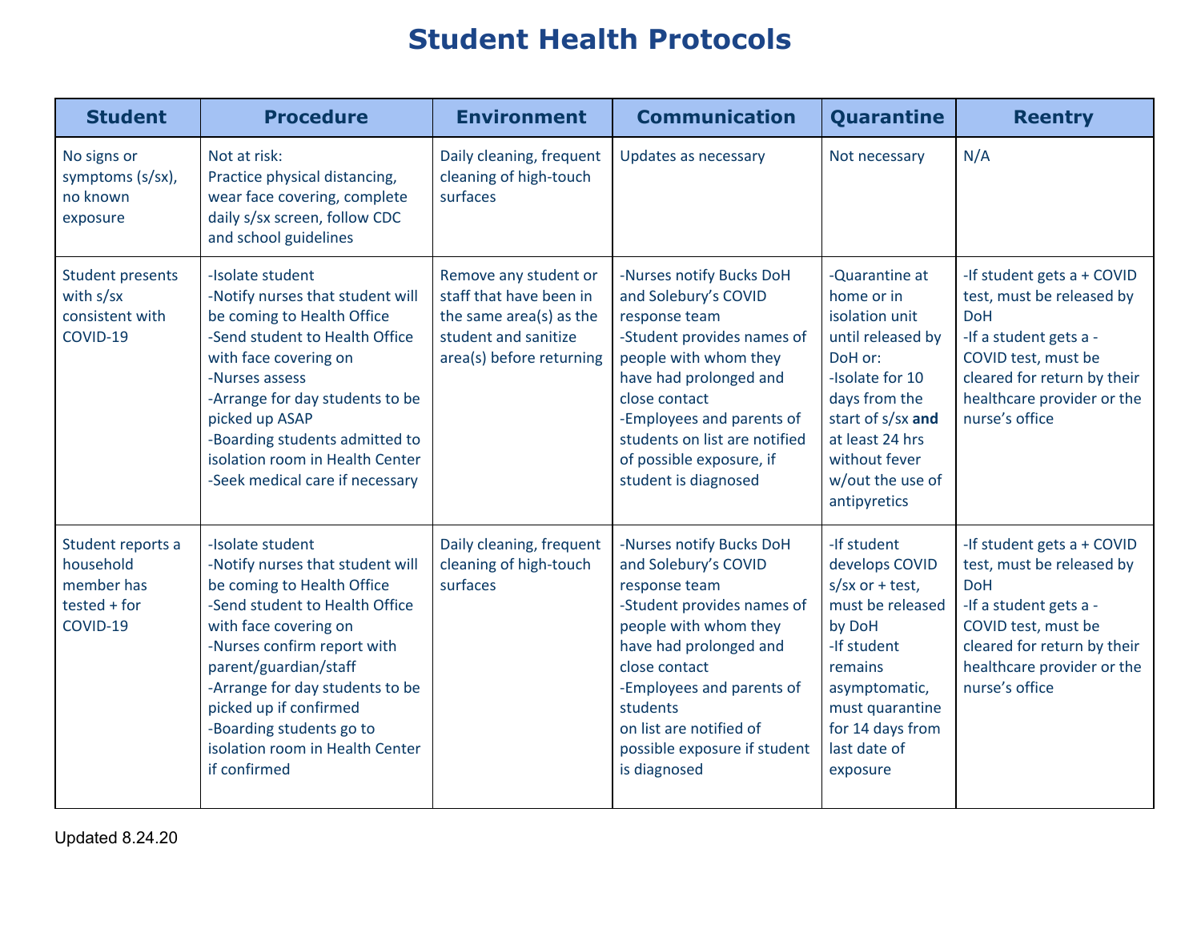# Student Health Protocols

| Student | Procedure | Environment | Communication | Quarantine | Reentry |
|---|---|---|---|---|---|
| No signs or symptoms (s/sx), no known exposure | Not at risk:<br>Practice physical distancing, wear face covering, complete daily s/sx screen, follow CDC and school guidelines | Daily cleaning, frequent cleaning of high-touch surfaces | Updates as necessary | Not necessary | N/A |
| Student presents with s/sx consistent with COVID-19 | -Isolate student<br>-Notify nurses that student will be coming to Health Office<br>-Send student to Health Office with face covering on<br>-Nurses assess<br>-Arrange for day students to be picked up ASAP<br>-Boarding students admitted to isolation room in Health Center<br>-Seek medical care if necessary | Remove any student or staff that have been in the same area(s) as the student and sanitize area(s) before returning | -Nurses notify Bucks DoH and Solebury's COVID response team<br>-Student provides names of people with whom they have had prolonged and close contact<br>-Employees and parents of students on list are notified of possible exposure, if student is diagnosed | -Quarantine at home or in isolation unit until released by DoH or:<br>-Isolate for 10 days from the start of s/sx **and** at least 24 hrs without fever w/out the use of antipyretics | -If student gets a + COVID test, must be released by DoH<br>-If a student gets a - COVID test, must be cleared for return by their healthcare provider or the nurse's office |
| Student reports a household member has tested + for COVID-19 | -Isolate student<br>-Notify nurses that student will be coming to Health Office<br>-Send student to Health Office with face covering on<br>-Nurses confirm report with parent/guardian/staff<br>-Arrange for day students to be picked up if confirmed<br>-Boarding students go to isolation room in Health Center if confirmed | Daily cleaning, frequent cleaning of high-touch surfaces | -Nurses notify Bucks DoH and Solebury's COVID response team<br>-Student provides names of people with whom they have had prolonged and close contact<br>-Employees and parents of students on list are notified of possible exposure if student is diagnosed | -If student develops COVID s/sx or + test, must be released by DoH<br>-If student remains asymptomatic, must quarantine for 14 days from last date of exposure | -If student gets a + COVID test, must be released by DoH<br>-If a student gets a - COVID test, must be cleared for return by their healthcare provider or the nurse's office |

Updated 8.24.20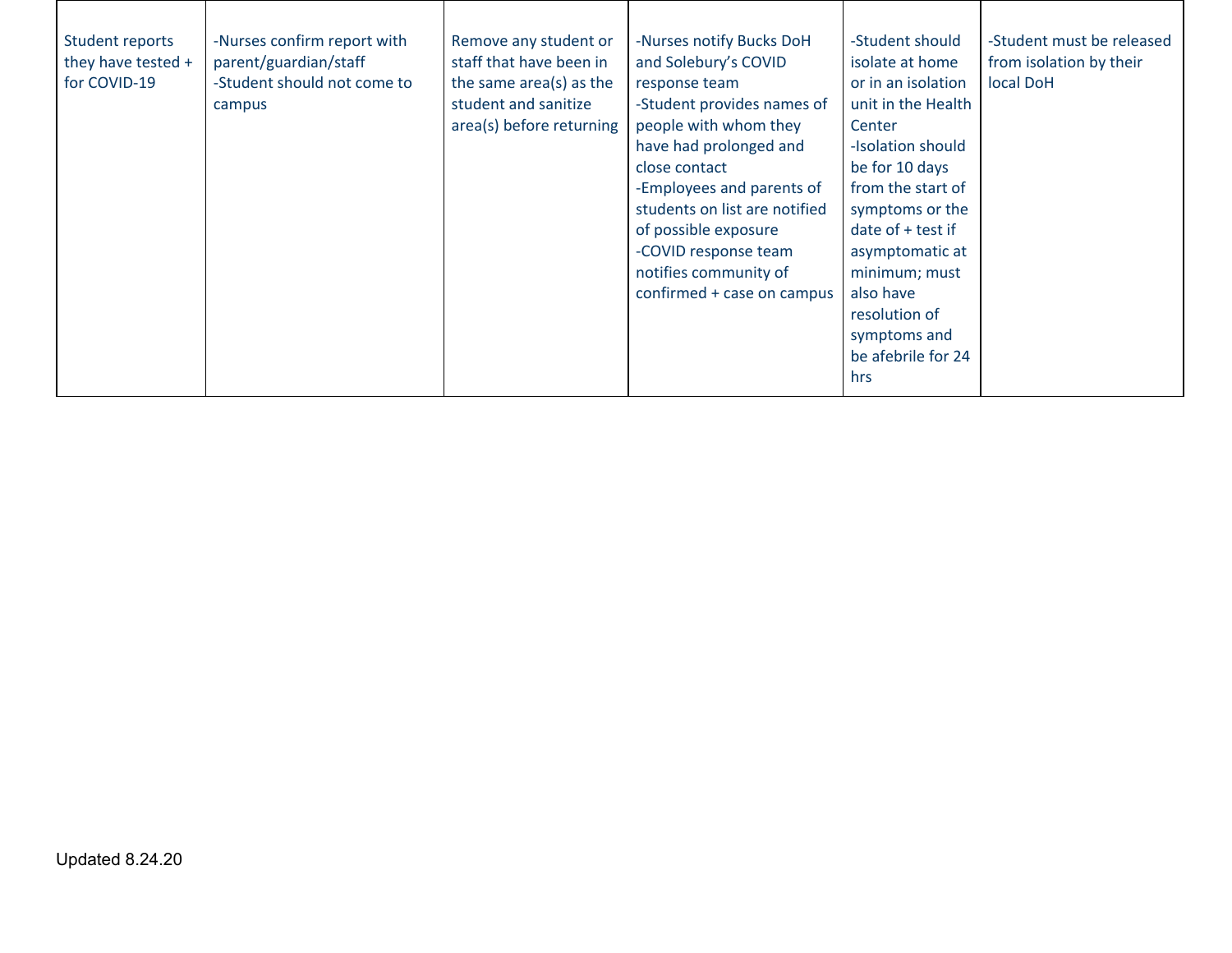| | | | | | |
|---|---|---|---|---|---|
| Student reports they have tested + for COVID-19 | -Nurses confirm report with parent/guardian/staff<br>-Student should not come to campus | Remove any student or staff that have been in the same area(s) as the student and sanitize area(s) before returning | -Nurses notify Bucks DoH and Solebury's COVID response team<br>-Student provides names of people with whom they have had prolonged and close contact<br>-Employees and parents of students on list are notified of possible exposure<br>-COVID response team notifies community of confirmed + case on campus | -Student should isolate at home or in an isolation unit in the Health Center<br>-Isolation should be for 10 days from the start of symptoms or the date of + test if asymptomatic at minimum; must also have resolution of symptoms and be afebrile for 24 hrs | -Student must be released from isolation by their local DoH |

Updated 8.24.20